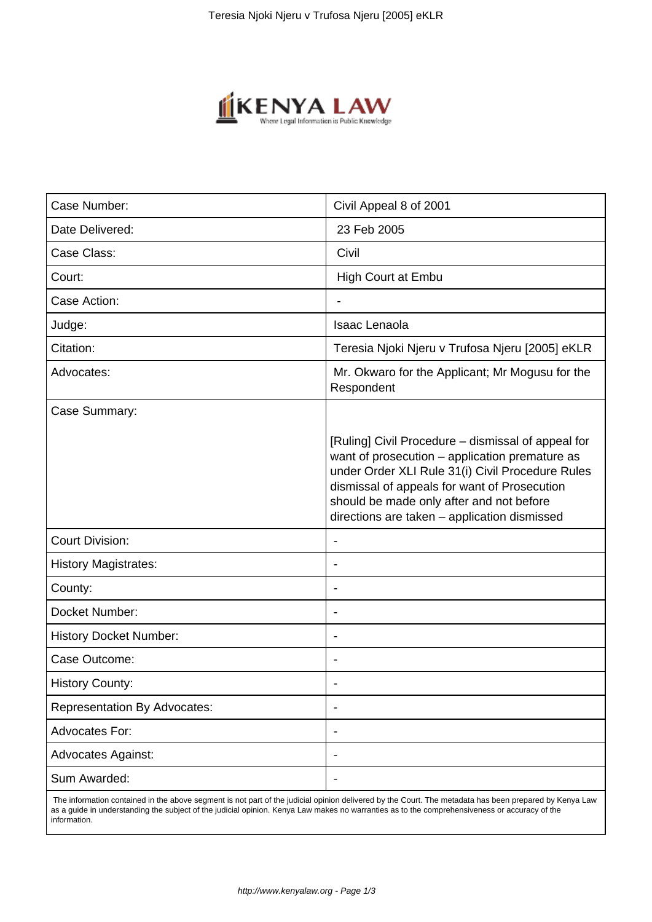| Case Number: | Civil Appeal 8 of 2001 |
| --- | --- |
| Date Delivered: | 23 Feb 2005 |
| Case Class: | Civil |
| Court: | High Court at Embu |
| Case Action: | - |
| Judge: | Isaac Lenaola |
| Citation: | Teresia Njoki Njeru v Trufosa Njeru [2005] eKLR |
| Advocates: | Mr. Okwaro for the Applicant; Mr Mogusu for the Respondent |
| Case Summary: | [Ruling] Civil Procedure – dismissal of appeal for want of prosecution – application premature as under Order XLI Rule 31(i) Civil Procedure Rules dismissal of appeals for want of Prosecution should be made only after and not before directions are taken – application dismissed |
| Court Division: | - |
| History Magistrates: | - |
| County: | - |
| Docket Number: | - |
| History Docket Number: | - |
| Case Outcome: | - |
| History County: | - |
| Representation By Advocates: | - |
| Advocates For: | - |
| Advocates Against: | - |
| Sum Awarded: | - |

The information contained in the above segment is not part of the judicial opinion delivered by the Court. The metadata has been prepared by Kenya Law as a guide in understanding the subject of the judicial opinion. Kenya Law makes no warranties as to the comprehensiveness or accuracy of the information.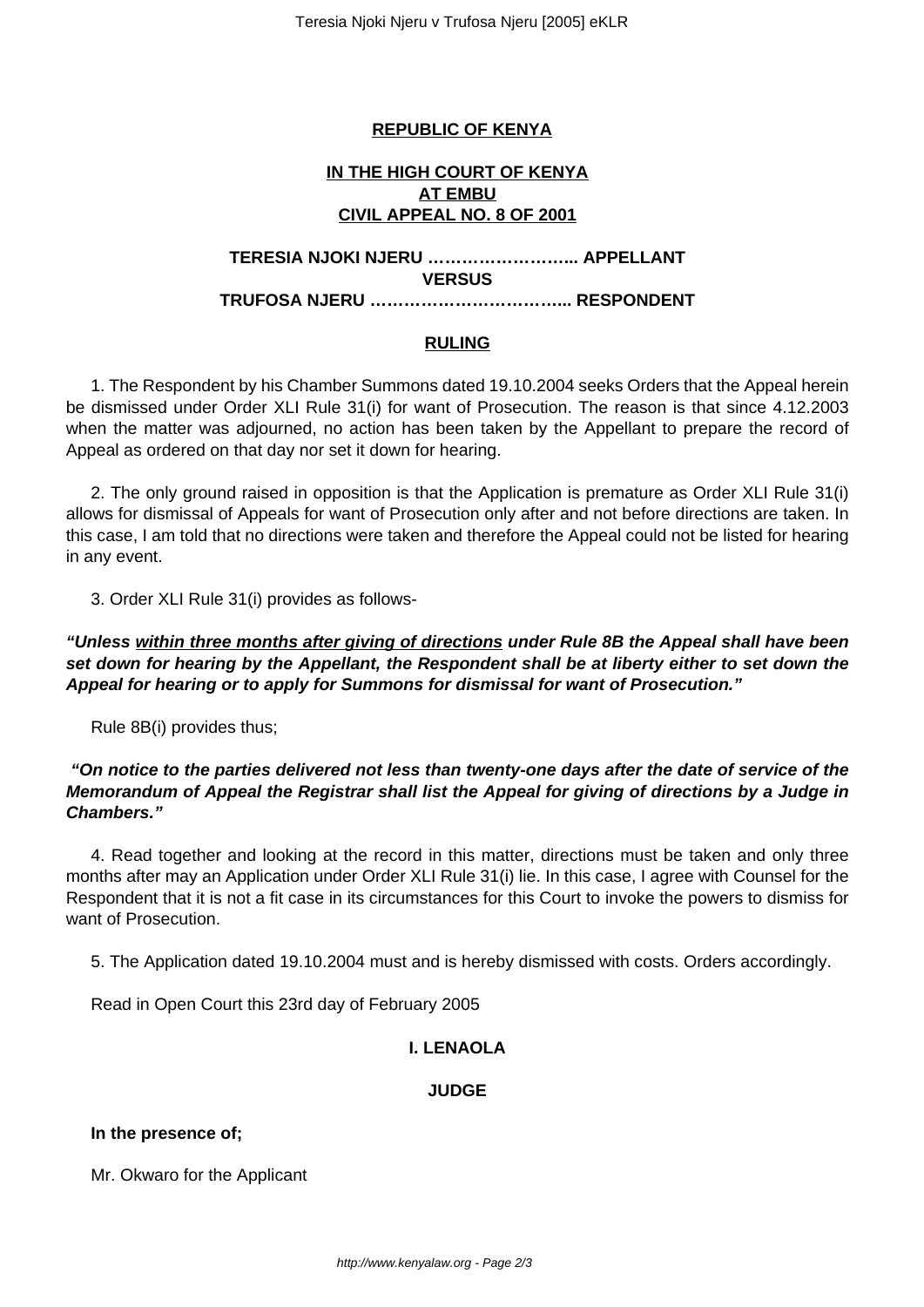**REPUBLIC OF KENYA**

**IN THE HIGH COURT OF KENYA**
**AT EMBU**
**CIVIL APPEAL NO. 8 OF 2001**

**TERESIA NJOKI NJERU …………………….. APPELLANT**
**VERSUS**
**TRUFOSA NJERU …………………………….. RESPONDENT**

**RULING**

1. The Respondent by his Chamber Summons dated 19.10.2004 seeks Orders that the Appeal herein be dismissed under Order XLI Rule 31(i) for want of Prosecution. The reason is that since 4.12.2003 when the matter was adjourned, no action has been taken by the Appellant to prepare the record of Appeal as ordered on that day nor set it down for hearing.

2. The only ground raised in opposition is that the Application is premature as Order XLI Rule 31(i) allows for dismissal of Appeals for want of Prosecution only after and not before directions are taken. In this case, I am told that no directions were taken and therefore the Appeal could not be listed for hearing in any event.

3. Order XLI Rule 31(i) provides as follows-

***"Unless <u>within three months after giving of directions</u> under Rule 8B the Appeal shall have been set down for hearing by the Appellant, the Respondent shall be at liberty either to set down the Appeal for hearing or to apply for Summons for dismissal for want of Prosecution."***

Rule 8B(i) provides thus;

***"On notice to the parties delivered not less than twenty-one days after the date of service of the Memorandum of Appeal the Registrar shall list the Appeal for giving of directions by a Judge in Chambers."***

4. Read together and looking at the record in this matter, directions must be taken and only three months after may an Application under Order XLI Rule 31(i) lie. In this case, I agree with Counsel for the Respondent that it is not a fit case in its circumstances for this Court to invoke the powers to dismiss for want of Prosecution.

5. The Application dated 19.10.2004 must and is hereby dismissed with costs. Orders accordingly.

Read in Open Court this 23rd day of February 2005

**I. LENAOLA**

**JUDGE**

**In the presence of;**

Mr. Okwaro for the Applicant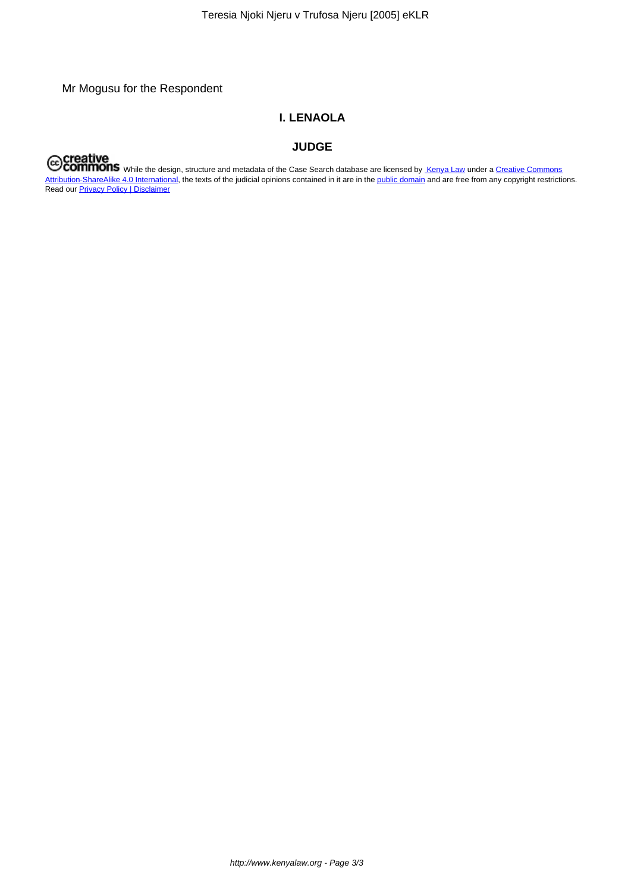Mr Mogusu for the Respondent

**I. LENAOLA**

**JUDGE**

While the design, structure and metadata of the Case Search database are licensed by Kenya Law under a Creative Commons Attribution-ShareAlike 4.0 International, the texts of the judicial opinions contained in it are in the public domain and are free from any copyright restrictions. Read our Privacy Policy | Disclaimer